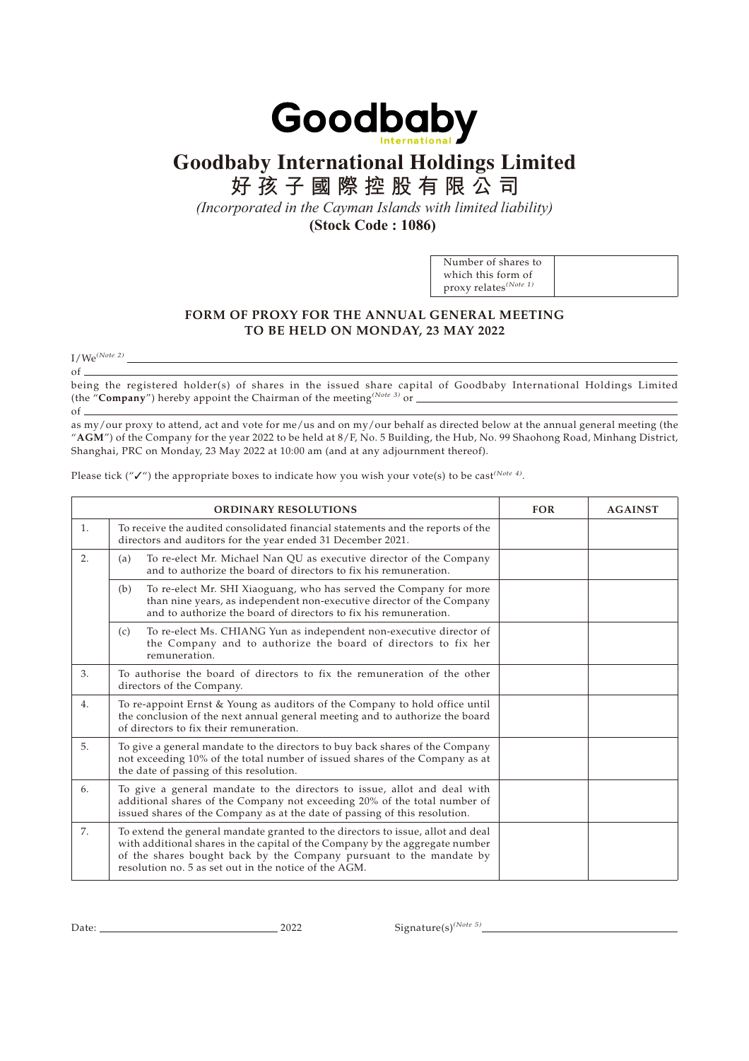Goodbaby International

# Goodbaby International Holdings Limited

# 好孩子國際控股有限公司

*(Incorporated in the Cayman Islands with limited liability)*

**(Stock Code : 1086)**

| Number of shares to which this form of proxy relates*(Note 1)* | |
|---|---|

## FORM OF PROXY FOR THE ANNUAL GENERAL MEETING TO BE HELD ON MONDAY, 23 MAY 2022

I/We*(Note 2)* \_\_\_\_\_\_\_\_\_\_\_\_\_\_\_\_\_\_\_\_\_\_\_\_\_\_\_\_\_\_\_\_\_\_\_\_\_\_\_\_

of \_\_\_\_\_\_\_\_\_\_\_\_\_\_\_\_\_\_\_\_\_\_\_\_\_\_\_\_\_\_\_\_\_\_\_\_\_\_\_\_

being the registered holder(s) of shares in the issued share capital of Goodbaby International Holdings Limited (the "**Company**") hereby appoint the Chairman of the meeting*(Note 3)* or \_\_\_\_\_\_\_\_\_\_\_\_\_\_\_\_\_\_\_\_

of \_\_\_\_\_\_\_\_\_\_\_\_\_\_\_\_\_\_\_\_\_\_\_\_\_\_\_\_\_\_\_\_\_\_\_\_\_\_\_\_

as my/our proxy to attend, act and vote for me/us and on my/our behalf as directed below at the annual general meeting (the "**AGM**") of the Company for the year 2022 to be held at 8/F, No. 5 Building, the Hub, No. 99 Shaohong Road, Minhang District, Shanghai, PRC on Monday, 23 May 2022 at 10:00 am (and at any adjournment thereof).

Please tick ("✓") the appropriate boxes to indicate how you wish your vote(s) to be cast*(Note 4)*.

| | ORDINARY RESOLUTIONS | FOR | AGAINST |
|---|---|---|---|
| 1. | To receive the audited consolidated financial statements and the reports of the directors and auditors for the year ended 31 December 2021. | | |
| 2. | (a) To re-elect Mr. Michael Nan QU as executive director of the Company and to authorize the board of directors to fix his remuneration. | | |
| | (b) To re-elect Mr. SHI Xiaoguang, who has served the Company for more than nine years, as independent non-executive director of the Company and to authorize the board of directors to fix his remuneration. | | |
| | (c) To re-elect Ms. CHIANG Yun as independent non-executive director of the Company and to authorize the board of directors to fix her remuneration. | | |
| 3. | To authorise the board of directors to fix the remuneration of the other directors of the Company. | | |
| 4. | To re-appoint Ernst & Young as auditors of the Company to hold office until the conclusion of the next annual general meeting and to authorize the board of directors to fix their remuneration. | | |
| 5. | To give a general mandate to the directors to buy back shares of the Company not exceeding 10% of the total number of issued shares of the Company as at the date of passing of this resolution. | | |
| 6. | To give a general mandate to the directors to issue, allot and deal with additional shares of the Company not exceeding 20% of the total number of issued shares of the Company as at the date of passing of this resolution. | | |
| 7. | To extend the general mandate granted to the directors to issue, allot and deal with additional shares in the capital of the Company by the aggregate number of the shares bought back by the Company pursuant to the mandate by resolution no. 5 as set out in the notice of the AGM. | | |

Date: \_\_\_\_\_\_\_\_\_\_\_\_\_\_\_\_\_\_\_\_ 2022 Signature(s)*(Note 5)* \_\_\_\_\_\_\_\_\_\_\_\_\_\_\_\_\_\_\_\_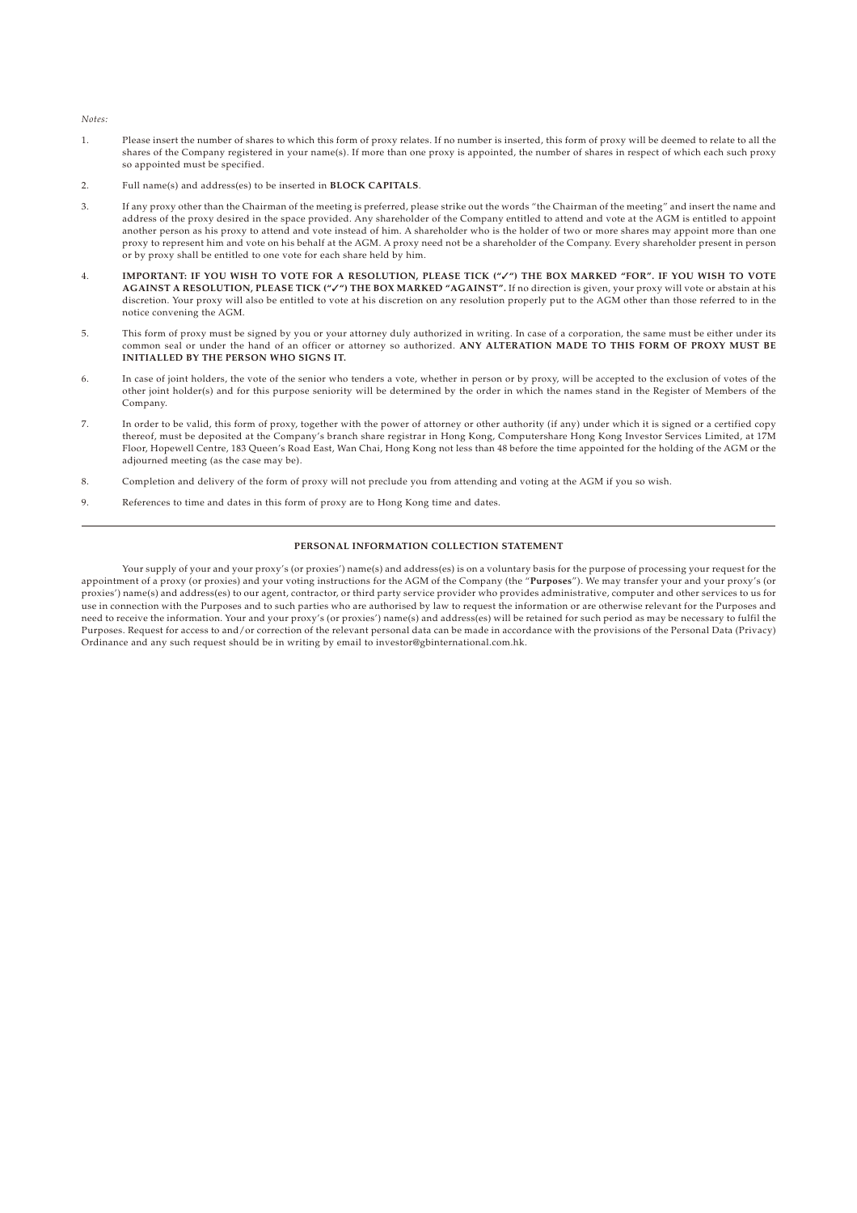*Notes:*

1. Please insert the number of shares to which this form of proxy relates. If no number is inserted, this form of proxy will be deemed to relate to all the shares of the Company registered in your name(s). If more than one proxy is appointed, the number of shares in respect of which each such proxy so appointed must be specified.

2. Full name(s) and address(es) to be inserted in **BLOCK CAPITALS**.

3. If any proxy other than the Chairman of the meeting is preferred, please strike out the words "the Chairman of the meeting" and insert the name and address of the proxy desired in the space provided. Any shareholder of the Company entitled to attend and vote at the AGM is entitled to appoint another person as his proxy to attend and vote instead of him. A shareholder who is the holder of two or more shares may appoint more than one proxy to represent him and vote on his behalf at the AGM. A proxy need not be a shareholder of the Company. Every shareholder present in person or by proxy shall be entitled to one vote for each share held by him.

4. **IMPORTANT: IF YOU WISH TO VOTE FOR A RESOLUTION, PLEASE TICK ("✓") THE BOX MARKED "FOR". IF YOU WISH TO VOTE AGAINST A RESOLUTION, PLEASE TICK ("✓") THE BOX MARKED "AGAINST".** If no direction is given, your proxy will vote or abstain at his discretion. Your proxy will also be entitled to vote at his discretion on any resolution properly put to the AGM other than those referred to in the notice convening the AGM.

5. This form of proxy must be signed by you or your attorney duly authorized in writing. In case of a corporation, the same must be either under its common seal or under the hand of an officer or attorney so authorized. **ANY ALTERATION MADE TO THIS FORM OF PROXY MUST BE INITIALLED BY THE PERSON WHO SIGNS IT.**

6. In case of joint holders, the vote of the senior who tenders a vote, whether in person or by proxy, will be accepted to the exclusion of votes of the other joint holder(s) and for this purpose seniority will be determined by the order in which the names stand in the Register of Members of the Company.

7. In order to be valid, this form of proxy, together with the power of attorney or other authority (if any) under which it is signed or a certified copy thereof, must be deposited at the Company's branch share registrar in Hong Kong, Computershare Hong Kong Investor Services Limited, at 17M Floor, Hopewell Centre, 183 Queen's Road East, Wan Chai, Hong Kong not less than 48 before the time appointed for the holding of the AGM or the adjourned meeting (as the case may be).

8. Completion and delivery of the form of proxy will not preclude you from attending and voting at the AGM if you so wish.

9. References to time and dates in this form of proxy are to Hong Kong time and dates.

---

**PERSONAL INFORMATION COLLECTION STATEMENT**

Your supply of your and your proxy's (or proxies') name(s) and address(es) is on a voluntary basis for the purpose of processing your request for the appointment of a proxy (or proxies) and your voting instructions for the AGM of the Company (the "**Purposes**"). We may transfer your and your proxy's (or proxies') name(s) and address(es) to our agent, contractor, or third party service provider who provides administrative, computer and other services to us for use in connection with the Purposes and to such parties who are authorised by law to request the information or are otherwise relevant for the Purposes and need to receive the information. Your and your proxy's (or proxies') name(s) and address(es) will be retained for such period as may be necessary to fulfil the Purposes. Request for access to and/or correction of the relevant personal data can be made in accordance with the provisions of the Personal Data (Privacy) Ordinance and any such request should be in writing by email to investor@gbinternational.com.hk.